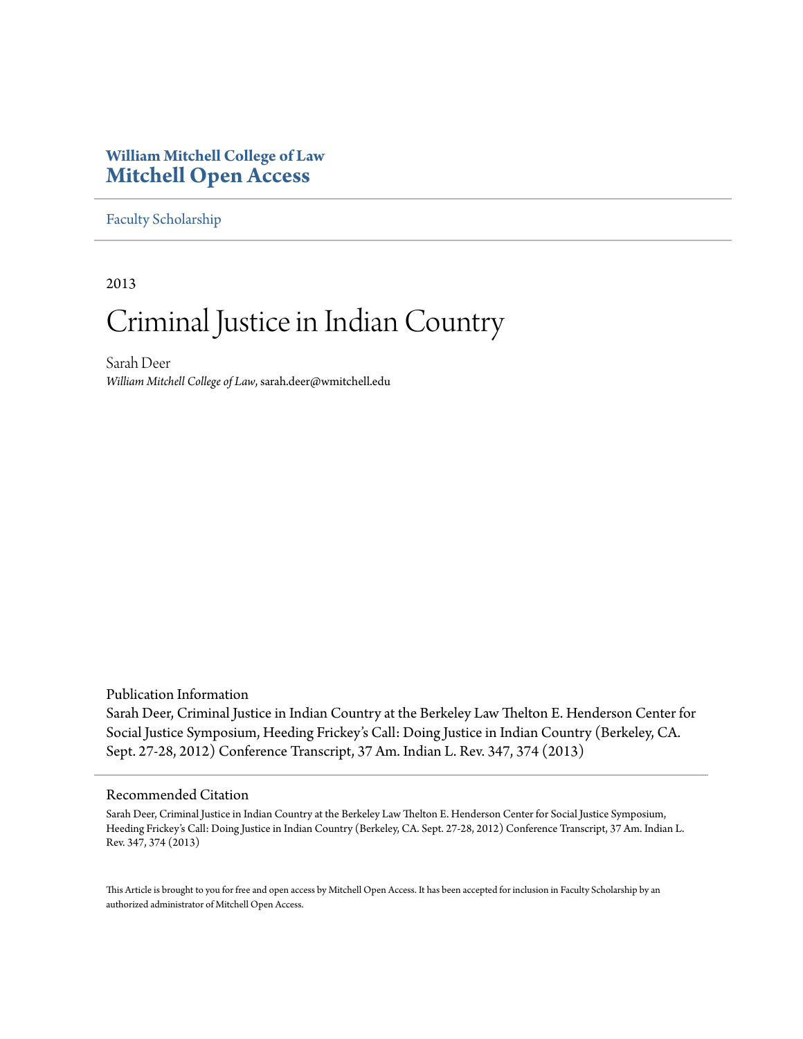**William Mitchell College of Law**
# Mitchell Open Access

Faculty Scholarship

2013

# Criminal Justice in Indian Country

Sarah Deer
*William Mitchell College of Law*, sarah.deer@wmitchell.edu

Publication Information
Sarah Deer, Criminal Justice in Indian Country at the Berkeley Law Thelton E. Henderson Center for Social Justice Symposium, Heeding Frickey's Call: Doing Justice in Indian Country (Berkeley, CA. Sept. 27-28, 2012) Conference Transcript, 37 Am. Indian L. Rev. 347, 374 (2013)

Recommended Citation
Sarah Deer, Criminal Justice in Indian Country at the Berkeley Law Thelton E. Henderson Center for Social Justice Symposium, Heeding Frickey's Call: Doing Justice in Indian Country (Berkeley, CA. Sept. 27-28, 2012) Conference Transcript, 37 Am. Indian L. Rev. 347, 374 (2013)

This Article is brought to you for free and open access by Mitchell Open Access. It has been accepted for inclusion in Faculty Scholarship by an authorized administrator of Mitchell Open Access.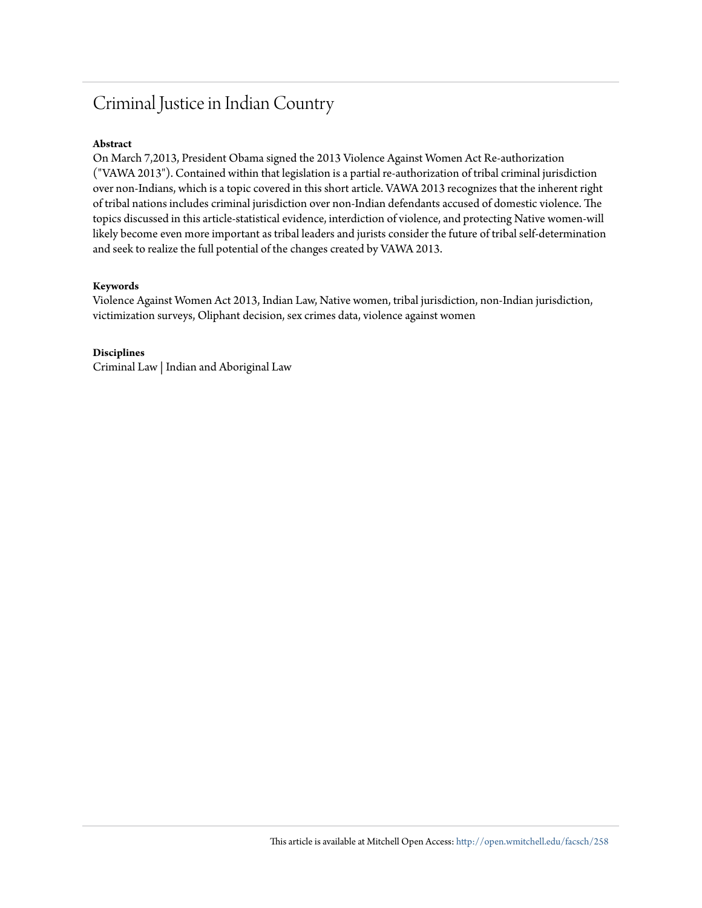# Criminal Justice in Indian Country

**Abstract**

On March 7,2013, President Obama signed the 2013 Violence Against Women Act Re-authorization ("VAWA 2013"). Contained within that legislation is a partial re-authorization of tribal criminal jurisdiction over non-Indians, which is a topic covered in this short article. VAWA 2013 recognizes that the inherent right of tribal nations includes criminal jurisdiction over non-Indian defendants accused of domestic violence. The topics discussed in this article-statistical evidence, interdiction of violence, and protecting Native women-will likely become even more important as tribal leaders and jurists consider the future of tribal self-determination and seek to realize the full potential of the changes created by VAWA 2013.

**Keywords**

Violence Against Women Act 2013, Indian Law, Native women, tribal jurisdiction, non-Indian jurisdiction, victimization surveys, Oliphant decision, sex crimes data, violence against women

**Disciplines**

Criminal Law | Indian and Aboriginal Law

This article is available at Mitchell Open Access: http://open.wmitchell.edu/facsch/258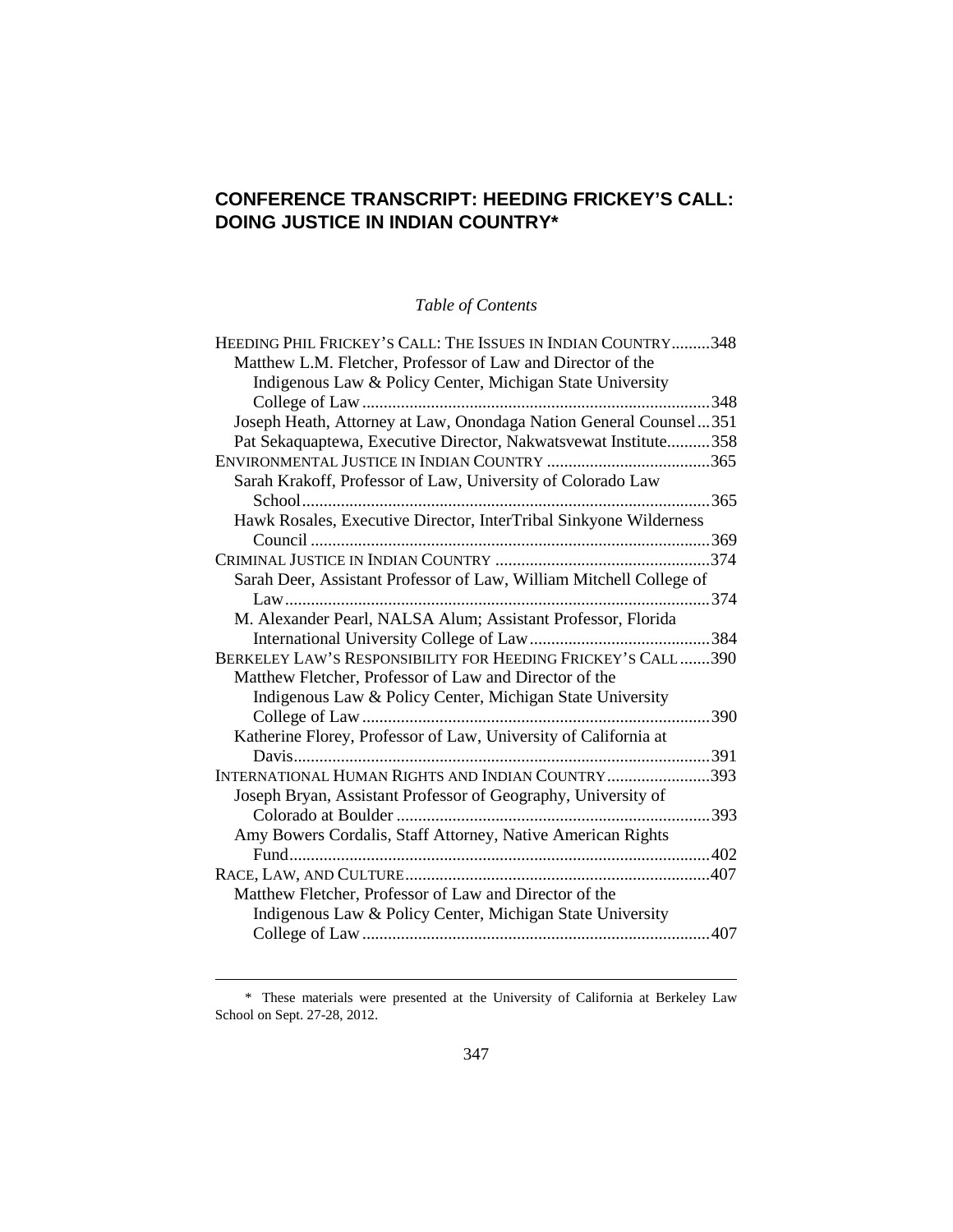# CONFERENCE TRANSCRIPT: HEEDING FRICKEY'S CALL: DOING JUSTICE IN INDIAN COUNTRY*

*Table of Contents*

HEEDING PHIL FRICKEY'S CALL: THE ISSUES IN INDIAN COUNTRY.........348
- Matthew L.M. Fletcher, Professor of Law and Director of the Indigenous Law & Policy Center, Michigan State University College of Law................................................................................348
- Joseph Heath, Attorney at Law, Onondaga Nation General Counsel...351
- Pat Sekaquaptewa, Executive Director, Nakwatsvewat Institute..........358

ENVIRONMENTAL JUSTICE IN INDIAN COUNTRY ......................................365
- Sarah Krakoff, Professor of Law, University of Colorado Law School..............................................................................................365
- Hawk Rosales, Executive Director, InterTribal Sinkyone Wilderness Council ............................................................................................369

CRIMINAL JUSTICE IN INDIAN COUNTRY ..................................................374
- Sarah Deer, Assistant Professor of Law, William Mitchell College of Law..................................................................................................374
- M. Alexander Pearl, NALSA Alum; Assistant Professor, Florida International University College of Law..........................................384

BERKELEY LAW'S RESPONSIBILITY FOR HEEDING FRICKEY'S CALL .......390
- Matthew Fletcher, Professor of Law and Director of the Indigenous Law & Policy Center, Michigan State University College of Law................................................................................390
- Katherine Florey, Professor of Law, University of California at Davis................................................................................................391

INTERNATIONAL HUMAN RIGHTS AND INDIAN COUNTRY........................393
- Joseph Bryan, Assistant Professor of Geography, University of Colorado at Boulder .........................................................................393
- Amy Bowers Cordalis, Staff Attorney, Native American Rights Fund.................................................................................................402

RACE, LAW, AND CULTURE......................................................................407
- Matthew Fletcher, Professor of Law and Director of the Indigenous Law & Policy Center, Michigan State University College of Law................................................................................407

---

\* These materials were presented at the University of California at Berkeley Law School on Sept. 27-28, 2012.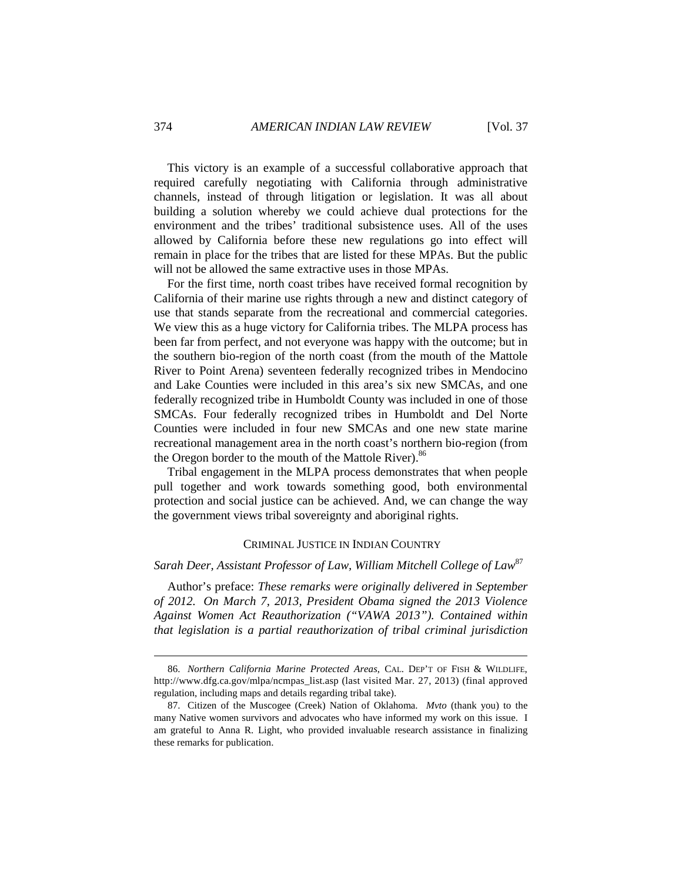This victory is an example of a successful collaborative approach that required carefully negotiating with California through administrative channels, instead of through litigation or legislation. It was all about building a solution whereby we could achieve dual protections for the environment and the tribes' traditional subsistence uses. All of the uses allowed by California before these new regulations go into effect will remain in place for the tribes that are listed for these MPAs. But the public will not be allowed the same extractive uses in those MPAs.

For the first time, north coast tribes have received formal recognition by California of their marine use rights through a new and distinct category of use that stands separate from the recreational and commercial categories. We view this as a huge victory for California tribes. The MLPA process has been far from perfect, and not everyone was happy with the outcome; but in the southern bio-region of the north coast (from the mouth of the Mattole River to Point Arena) seventeen federally recognized tribes in Mendocino and Lake Counties were included in this area's six new SMCAs, and one federally recognized tribe in Humboldt County was included in one of those SMCAs. Four federally recognized tribes in Humboldt and Del Norte Counties were included in four new SMCAs and one new state marine recreational management area in the north coast's northern bio-region (from the Oregon border to the mouth of the Mattole River).[86]

Tribal engagement in the MLPA process demonstrates that when people pull together and work towards something good, both environmental protection and social justice can be achieved. And, we can change the way the government views tribal sovereignty and aboriginal rights.

## CRIMINAL JUSTICE IN INDIAN COUNTRY

*Sarah Deer, Assistant Professor of Law, William Mitchell College of Law*[87]

Author's preface: *These remarks were originally delivered in September of 2012. On March 7, 2013, President Obama signed the 2013 Violence Against Women Act Reauthorization ("VAWA 2013"). Contained within that legislation is a partial reauthorization of tribal criminal jurisdiction*

---

86. *Northern California Marine Protected Areas*, CAL. DEP'T OF FISH & WILDLIFE, http://www.dfg.ca.gov/mlpa/ncmpas_list.asp (last visited Mar. 27, 2013) (final approved regulation, including maps and details regarding tribal take).

87. Citizen of the Muscogee (Creek) Nation of Oklahoma. *Mvto* (thank you) to the many Native women survivors and advocates who have informed my work on this issue. I am grateful to Anna R. Light, who provided invaluable research assistance in finalizing these remarks for publication.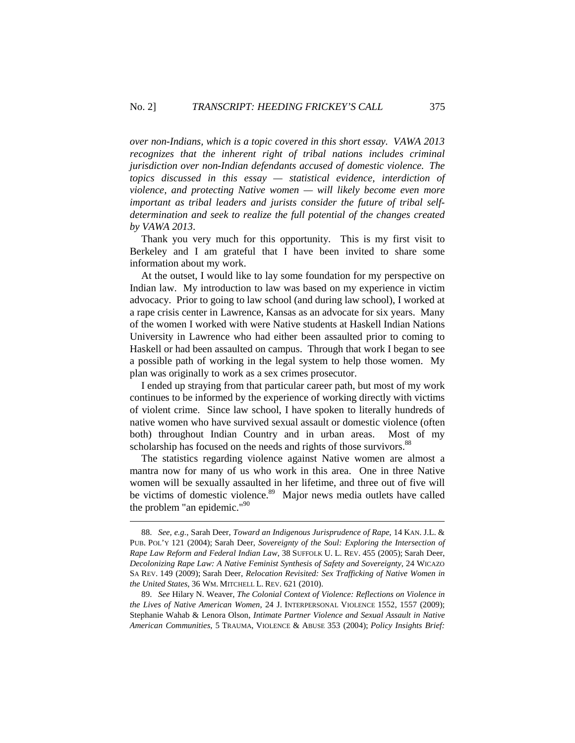*over non-Indians, which is a topic covered in this short essay. VAWA 2013 recognizes that the inherent right of tribal nations includes criminal jurisdiction over non-Indian defendants accused of domestic violence. The topics discussed in this essay — statistical evidence, interdiction of violence, and protecting Native women — will likely become even more important as tribal leaders and jurists consider the future of tribal self-determination and seek to realize the full potential of the changes created by VAWA 2013*.

Thank you very much for this opportunity. This is my first visit to Berkeley and I am grateful that I have been invited to share some information about my work.

At the outset, I would like to lay some foundation for my perspective on Indian law. My introduction to law was based on my experience in victim advocacy. Prior to going to law school (and during law school), I worked at a rape crisis center in Lawrence, Kansas as an advocate for six years. Many of the women I worked with were Native students at Haskell Indian Nations University in Lawrence who had either been assaulted prior to coming to Haskell or had been assaulted on campus. Through that work I began to see a possible path of working in the legal system to help those women. My plan was originally to work as a sex crimes prosecutor.

I ended up straying from that particular career path, but most of my work continues to be informed by the experience of working directly with victims of violent crime. Since law school, I have spoken to literally hundreds of native women who have survived sexual assault or domestic violence (often both) throughout Indian Country and in urban areas. Most of my scholarship has focused on the needs and rights of those survivors.[88]

The statistics regarding violence against Native women are almost a mantra now for many of us who work in this area. One in three Native women will be sexually assaulted in her lifetime, and three out of five will be victims of domestic violence.[89] Major news media outlets have called the problem "an epidemic."[90]

---

88. *See, e.g.*, Sarah Deer, *Toward an Indigenous Jurisprudence of Rape*, 14 KAN. J.L. & PUB. POL'Y 121 (2004); Sarah Deer, *Sovereignty of the Soul: Exploring the Intersection of Rape Law Reform and Federal Indian Law*, 38 SUFFOLK U. L. REV. 455 (2005); Sarah Deer, *Decolonizing Rape Law: A Native Feminist Synthesis of Safety and Sovereignty*, 24 WICAZO SA REV. 149 (2009); Sarah Deer, *Relocation Revisited: Sex Trafficking of Native Women in the United States*, 36 WM. MITCHELL L. REV. 621 (2010).

89. *See* Hilary N. Weaver, *The Colonial Context of Violence: Reflections on Violence in the Lives of Native American Women*, 24 J. INTERPERSONAL VIOLENCE 1552, 1557 (2009); Stephanie Wahab & Lenora Olson, *Intimate Partner Violence and Sexual Assault in Native American Communities*, 5 TRAUMA, VIOLENCE & ABUSE 353 (2004); *Policy Insights Brief:*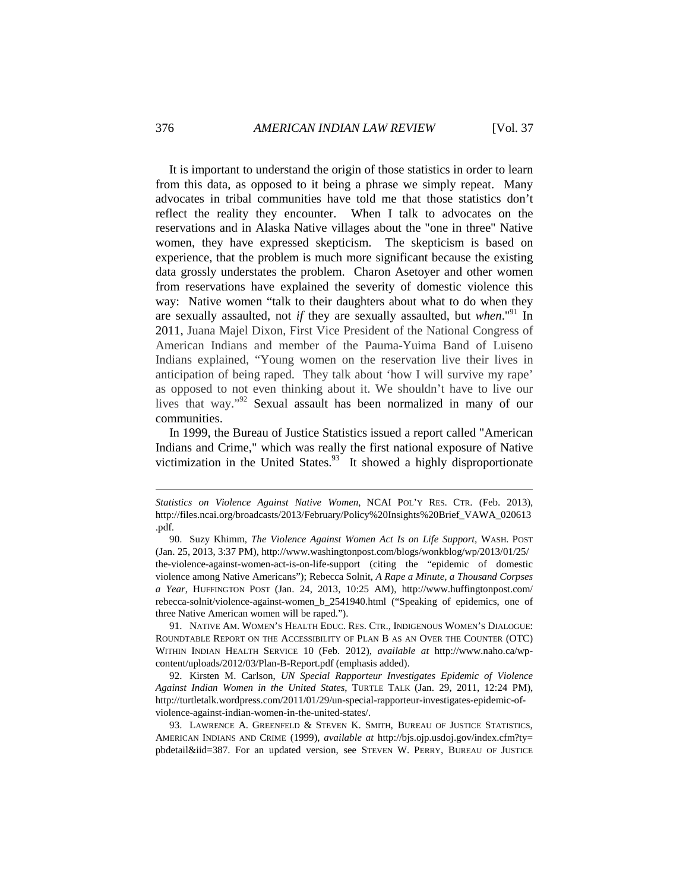It is important to understand the origin of those statistics in order to learn from this data, as opposed to it being a phrase we simply repeat. Many advocates in tribal communities have told me that those statistics don't reflect the reality they encounter. When I talk to advocates on the reservations and in Alaska Native villages about the "one in three" Native women, they have expressed skepticism. The skepticism is based on experience, that the problem is much more significant because the existing data grossly understates the problem. Charon Asetoyer and other women from reservations have explained the severity of domestic violence this way: Native women "talk to their daughters about what to do when they are sexually assaulted, not *if* they are sexually assaulted, but *when*."[91] In 2011, Juana Majel Dixon, First Vice President of the National Congress of American Indians and member of the Pauma-Yuima Band of Luiseno Indians explained, "Young women on the reservation live their lives in anticipation of being raped. They talk about 'how I will survive my rape' as opposed to not even thinking about it. We shouldn't have to live our lives that way."[92] Sexual assault has been normalized in many of our communities.

In 1999, the Bureau of Justice Statistics issued a report called "American Indians and Crime," which was really the first national exposure of Native victimization in the United States.[93] It showed a highly disproportionate

---

*Statistics on Violence Against Native Women*, NCAI POL'Y RES. CTR. (Feb. 2013), http://files.ncai.org/broadcasts/2013/February/Policy%20Insights%20Brief_VAWA_020613.pdf.

90. Suzy Khimm, *The Violence Against Women Act Is on Life Support*, WASH. POST (Jan. 25, 2013, 3:37 PM), http://www.washingtonpost.com/blogs/wonkblog/wp/2013/01/25/the-violence-against-women-act-is-on-life-support (citing the "epidemic of domestic violence among Native Americans"); Rebecca Solnit, *A Rape a Minute, a Thousand Corpses a Year*, HUFFINGTON POST (Jan. 24, 2013, 10:25 AM), http://www.huffingtonpost.com/rebecca-solnit/violence-against-women_b_2541940.html ("Speaking of epidemics, one of three Native American women will be raped.").

91. NATIVE AM. WOMEN'S HEALTH EDUC. RES. CTR., INDIGENOUS WOMEN'S DIALOGUE: ROUNDTABLE REPORT ON THE ACCESSIBILITY OF PLAN B AS AN OVER THE COUNTER (OTC) WITHIN INDIAN HEALTH SERVICE 10 (Feb. 2012), *available at* http://www.naho.ca/wp-content/uploads/2012/03/Plan-B-Report.pdf (emphasis added).

92. Kirsten M. Carlson, *UN Special Rapporteur Investigates Epidemic of Violence Against Indian Women in the United States*, TURTLE TALK (Jan. 29, 2011, 12:24 PM), http://turtletalk.wordpress.com/2011/01/29/un-special-rapporteur-investigates-epidemic-of-violence-against-indian-women-in-the-united-states/.

93. LAWRENCE A. GREENFELD & STEVEN K. SMITH, BUREAU OF JUSTICE STATISTICS, AMERICAN INDIANS AND CRIME (1999), *available at* http://bjs.ojp.usdoj.gov/index.cfm?ty=pbdetail&iid=387. For an updated version, see STEVEN W. PERRY, BUREAU OF JUSTICE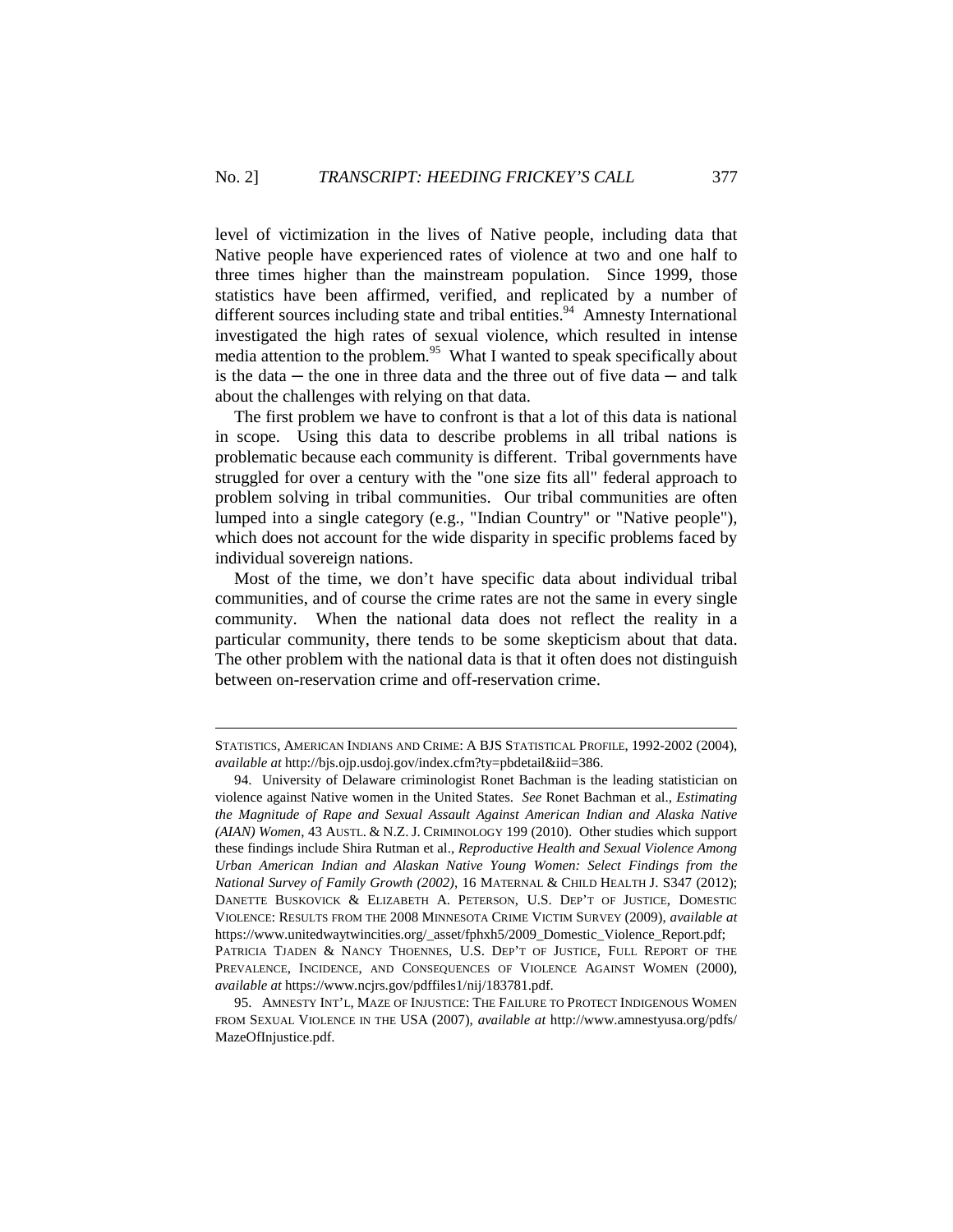level of victimization in the lives of Native people, including data that Native people have experienced rates of violence at two and one half to three times higher than the mainstream population. Since 1999, those statistics have been affirmed, verified, and replicated by a number of different sources including state and tribal entities.[94] Amnesty International investigated the high rates of sexual violence, which resulted in intense media attention to the problem.[95] What I wanted to speak specifically about is the data ─ the one in three data and the three out of five data ─ and talk about the challenges with relying on that data.

The first problem we have to confront is that a lot of this data is national in scope. Using this data to describe problems in all tribal nations is problematic because each community is different. Tribal governments have struggled for over a century with the "one size fits all" federal approach to problem solving in tribal communities. Our tribal communities are often lumped into a single category (e.g., "Indian Country" or "Native people"), which does not account for the wide disparity in specific problems faced by individual sovereign nations.

Most of the time, we don't have specific data about individual tribal communities, and of course the crime rates are not the same in every single community. When the national data does not reflect the reality in a particular community, there tends to be some skepticism about that data. The other problem with the national data is that it often does not distinguish between on-reservation crime and off-reservation crime.

---

STATISTICS, AMERICAN INDIANS AND CRIME: A BJS STATISTICAL PROFILE, 1992-2002 (2004), *available at* http://bjs.ojp.usdoj.gov/index.cfm?ty=pbdetail&iid=386.

94. University of Delaware criminologist Ronet Bachman is the leading statistician on violence against Native women in the United States. *See* Ronet Bachman et al., *Estimating the Magnitude of Rape and Sexual Assault Against American Indian and Alaska Native (AIAN) Women*, 43 AUSTL. & N.Z. J. CRIMINOLOGY 199 (2010). Other studies which support these findings include Shira Rutman et al., *Reproductive Health and Sexual Violence Among Urban American Indian and Alaskan Native Young Women: Select Findings from the National Survey of Family Growth (2002)*, 16 MATERNAL & CHILD HEALTH J. S347 (2012); DANETTE BUSKOVICK & ELIZABETH A. PETERSON, U.S. DEP'T OF JUSTICE, DOMESTIC VIOLENCE: RESULTS FROM THE 2008 MINNESOTA CRIME VICTIM SURVEY (2009), *available at* https://www.unitedwaytwincities.org/_asset/fphxh5/2009_Domestic_Violence_Report.pdf; PATRICIA TJADEN & NANCY THOENNES, U.S. DEP'T OF JUSTICE, FULL REPORT OF THE PREVALENCE, INCIDENCE, AND CONSEQUENCES OF VIOLENCE AGAINST WOMEN (2000), *available at* https://www.ncjrs.gov/pdffiles1/nij/183781.pdf.

95. AMNESTY INT'L, MAZE OF INJUSTICE: THE FAILURE TO PROTECT INDIGENOUS WOMEN FROM SEXUAL VIOLENCE IN THE USA (2007), *available at* http://www.amnestyusa.org/pdfs/MazeOfInjustice.pdf.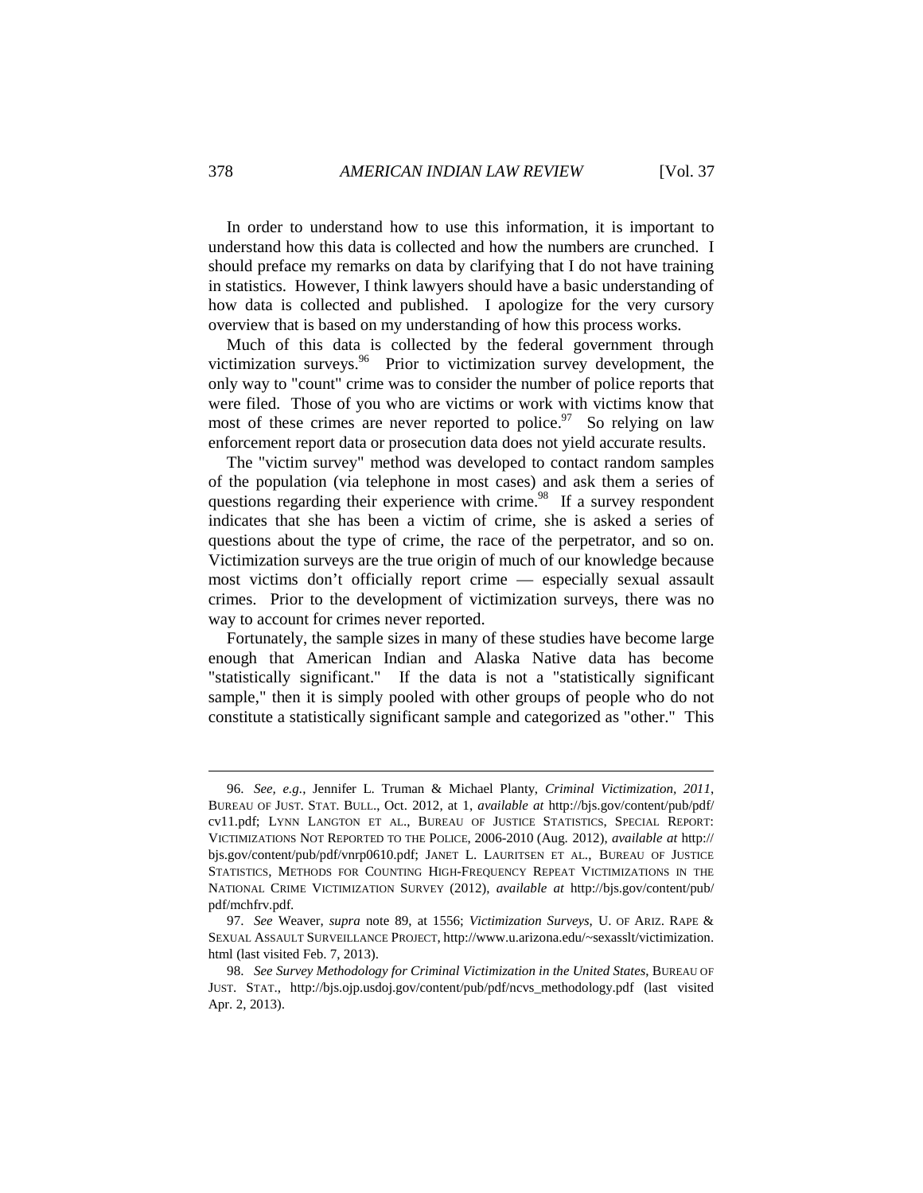In order to understand how to use this information, it is important to understand how this data is collected and how the numbers are crunched. I should preface my remarks on data by clarifying that I do not have training in statistics. However, I think lawyers should have a basic understanding of how data is collected and published. I apologize for the very cursory overview that is based on my understanding of how this process works.

Much of this data is collected by the federal government through victimization surveys.[96] Prior to victimization survey development, the only way to "count" crime was to consider the number of police reports that were filed. Those of you who are victims or work with victims know that most of these crimes are never reported to police.[97] So relying on law enforcement report data or prosecution data does not yield accurate results.

The "victim survey" method was developed to contact random samples of the population (via telephone in most cases) and ask them a series of questions regarding their experience with crime.[98] If a survey respondent indicates that she has been a victim of crime, she is asked a series of questions about the type of crime, the race of the perpetrator, and so on. Victimization surveys are the true origin of much of our knowledge because most victims don't officially report crime — especially sexual assault crimes. Prior to the development of victimization surveys, there was no way to account for crimes never reported.

Fortunately, the sample sizes in many of these studies have become large enough that American Indian and Alaska Native data has become "statistically significant." If the data is not a "statistically significant sample," then it is simply pooled with other groups of people who do not constitute a statistically significant sample and categorized as "other." This

---

96. *See, e.g.*, Jennifer L. Truman & Michael Planty, *Criminal Victimization, 2011*, BUREAU OF JUST. STAT. BULL., Oct. 2012, at 1, *available at* http://bjs.gov/content/pub/pdf/cv11.pdf; LYNN LANGTON ET AL., BUREAU OF JUSTICE STATISTICS, SPECIAL REPORT: VICTIMIZATIONS NOT REPORTED TO THE POLICE, 2006-2010 (Aug. 2012), *available at* http://bjs.gov/content/pub/pdf/vnrp0610.pdf; JANET L. LAURITSEN ET AL., BUREAU OF JUSTICE STATISTICS, METHODS FOR COUNTING HIGH-FREQUENCY REPEAT VICTIMIZATIONS IN THE NATIONAL CRIME VICTIMIZATION SURVEY (2012), *available at* http://bjs.gov/content/pub/pdf/mchfrv.pdf.

97. *See* Weaver, *supra* note 89, at 1556; *Victimization Surveys*, U. OF ARIZ. RAPE & SEXUAL ASSAULT SURVEILLANCE PROJECT, http://www.u.arizona.edu/~sexasslt/victimization.html (last visited Feb. 7, 2013).

98. *See Survey Methodology for Criminal Victimization in the United States*, BUREAU OF JUST. STAT., http://bjs.ojp.usdoj.gov/content/pub/pdf/ncvs_methodology.pdf (last visited Apr. 2, 2013).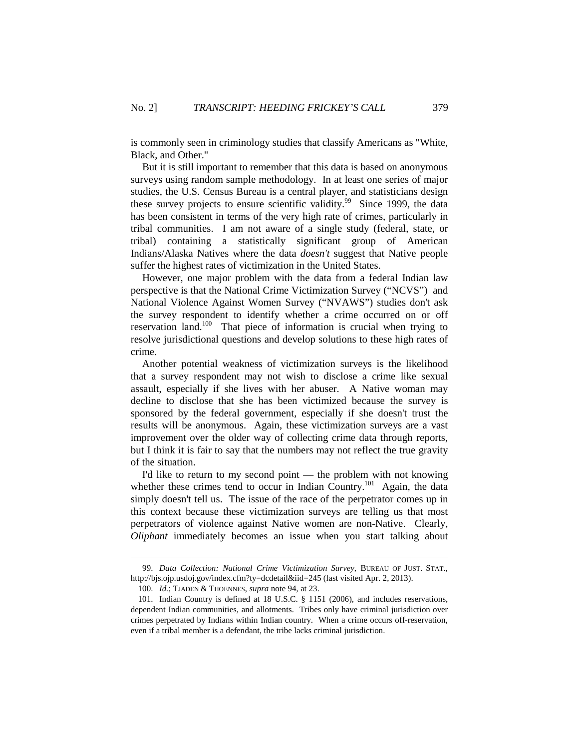is commonly seen in criminology studies that classify Americans as "White, Black, and Other."

But it is still important to remember that this data is based on anonymous surveys using random sample methodology. In at least one series of major studies, the U.S. Census Bureau is a central player, and statisticians design these survey projects to ensure scientific validity.[99] Since 1999, the data has been consistent in terms of the very high rate of crimes, particularly in tribal communities. I am not aware of a single study (federal, state, or tribal) containing a statistically significant group of American Indians/Alaska Natives where the data *doesn't* suggest that Native people suffer the highest rates of victimization in the United States.

However, one major problem with the data from a federal Indian law perspective is that the National Crime Victimization Survey ("NCVS") and National Violence Against Women Survey ("NVAWS") studies don't ask the survey respondent to identify whether a crime occurred on or off reservation land.[100] That piece of information is crucial when trying to resolve jurisdictional questions and develop solutions to these high rates of crime.

Another potential weakness of victimization surveys is the likelihood that a survey respondent may not wish to disclose a crime like sexual assault, especially if she lives with her abuser. A Native woman may decline to disclose that she has been victimized because the survey is sponsored by the federal government, especially if she doesn't trust the results will be anonymous. Again, these victimization surveys are a vast improvement over the older way of collecting crime data through reports, but I think it is fair to say that the numbers may not reflect the true gravity of the situation.

I'd like to return to my second point — the problem with not knowing whether these crimes tend to occur in Indian Country.[101] Again, the data simply doesn't tell us. The issue of the race of the perpetrator comes up in this context because these victimization surveys are telling us that most perpetrators of violence against Native women are non-Native. Clearly, *Oliphant* immediately becomes an issue when you start talking about

---

99. *Data Collection: National Crime Victimization Survey*, BUREAU OF JUST. STAT., http://bjs.ojp.usdoj.gov/index.cfm?ty=dcdetail&iid=245 (last visited Apr. 2, 2013).

100. *Id.*; TJADEN & THOENNES, *supra* note 94, at 23.

101. Indian Country is defined at 18 U.S.C. § 1151 (2006), and includes reservations, dependent Indian communities, and allotments. Tribes only have criminal jurisdiction over crimes perpetrated by Indians within Indian country. When a crime occurs off-reservation, even if a tribal member is a defendant, the tribe lacks criminal jurisdiction.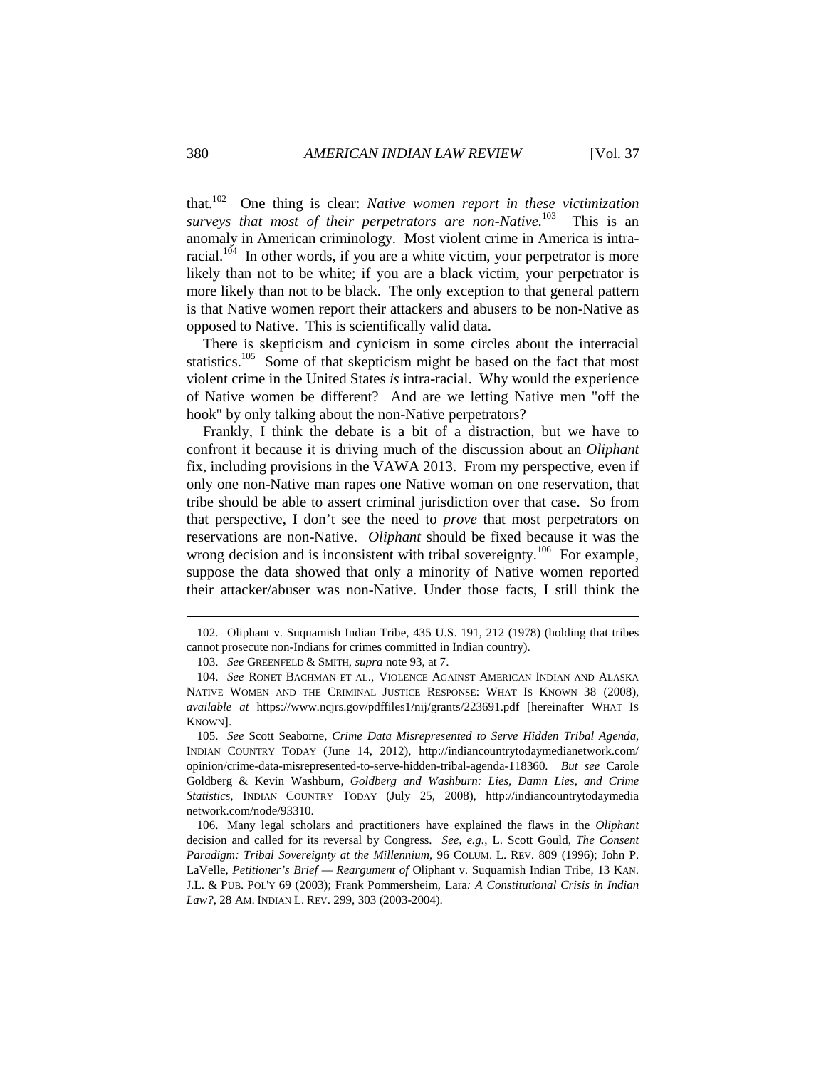that.[102] One thing is clear: *Native women report in these victimization surveys that most of their perpetrators are non-Native.*[103] This is an anomaly in American criminology. Most violent crime in America is intra-racial.[104] In other words, if you are a white victim, your perpetrator is more likely than not to be white; if you are a black victim, your perpetrator is more likely than not to be black. The only exception to that general pattern is that Native women report their attackers and abusers to be non-Native as opposed to Native. This is scientifically valid data.

There is skepticism and cynicism in some circles about the interracial statistics.[105] Some of that skepticism might be based on the fact that most violent crime in the United States *is* intra-racial. Why would the experience of Native women be different? And are we letting Native men "off the hook" by only talking about the non-Native perpetrators?

Frankly, I think the debate is a bit of a distraction, but we have to confront it because it is driving much of the discussion about an *Oliphant* fix, including provisions in the VAWA 2013. From my perspective, even if only one non-Native man rapes one Native woman on one reservation, that tribe should be able to assert criminal jurisdiction over that case. So from that perspective, I don't see the need to *prove* that most perpetrators on reservations are non-Native. *Oliphant* should be fixed because it was the wrong decision and is inconsistent with tribal sovereignty.[106] For example, suppose the data showed that only a minority of Native women reported their attacker/abuser was non-Native. Under those facts, I still think the

---

102. Oliphant v. Suquamish Indian Tribe, 435 U.S. 191, 212 (1978) (holding that tribes cannot prosecute non-Indians for crimes committed in Indian country).

103. *See* GREENFELD & SMITH, *supra* note 93, at 7.

104. *See* RONET BACHMAN ET AL., VIOLENCE AGAINST AMERICAN INDIAN AND ALASKA NATIVE WOMEN AND THE CRIMINAL JUSTICE RESPONSE: WHAT IS KNOWN 38 (2008), *available at* https://www.ncjrs.gov/pdffiles1/nij/grants/223691.pdf [hereinafter WHAT IS KNOWN].

105. *See* Scott Seaborne, *Crime Data Misrepresented to Serve Hidden Tribal Agenda*, INDIAN COUNTRY TODAY (June 14, 2012), http://indiancountrytodaymedianetwork.com/opinion/crime-data-misrepresented-to-serve-hidden-tribal-agenda-118360. *But see* Carole Goldberg & Kevin Washburn, *Goldberg and Washburn: Lies, Damn Lies, and Crime Statistics*, INDIAN COUNTRY TODAY (July 25, 2008), http://indiancountrytodaymedianetwork.com/node/93310.

106. Many legal scholars and practitioners have explained the flaws in the *Oliphant* decision and called for its reversal by Congress. *See, e.g.*, L. Scott Gould, *The Consent Paradigm: Tribal Sovereignty at the Millennium*, 96 COLUM. L. REV. 809 (1996); John P. LaVelle, *Petitioner's Brief — Reargument of* Oliphant v. Suquamish Indian Tribe, 13 KAN. J.L. & PUB. POL'Y 69 (2003); Frank Pommersheim, Lara*: A Constitutional Crisis in Indian Law?*, 28 AM. INDIAN L. REV. 299, 303 (2003-2004).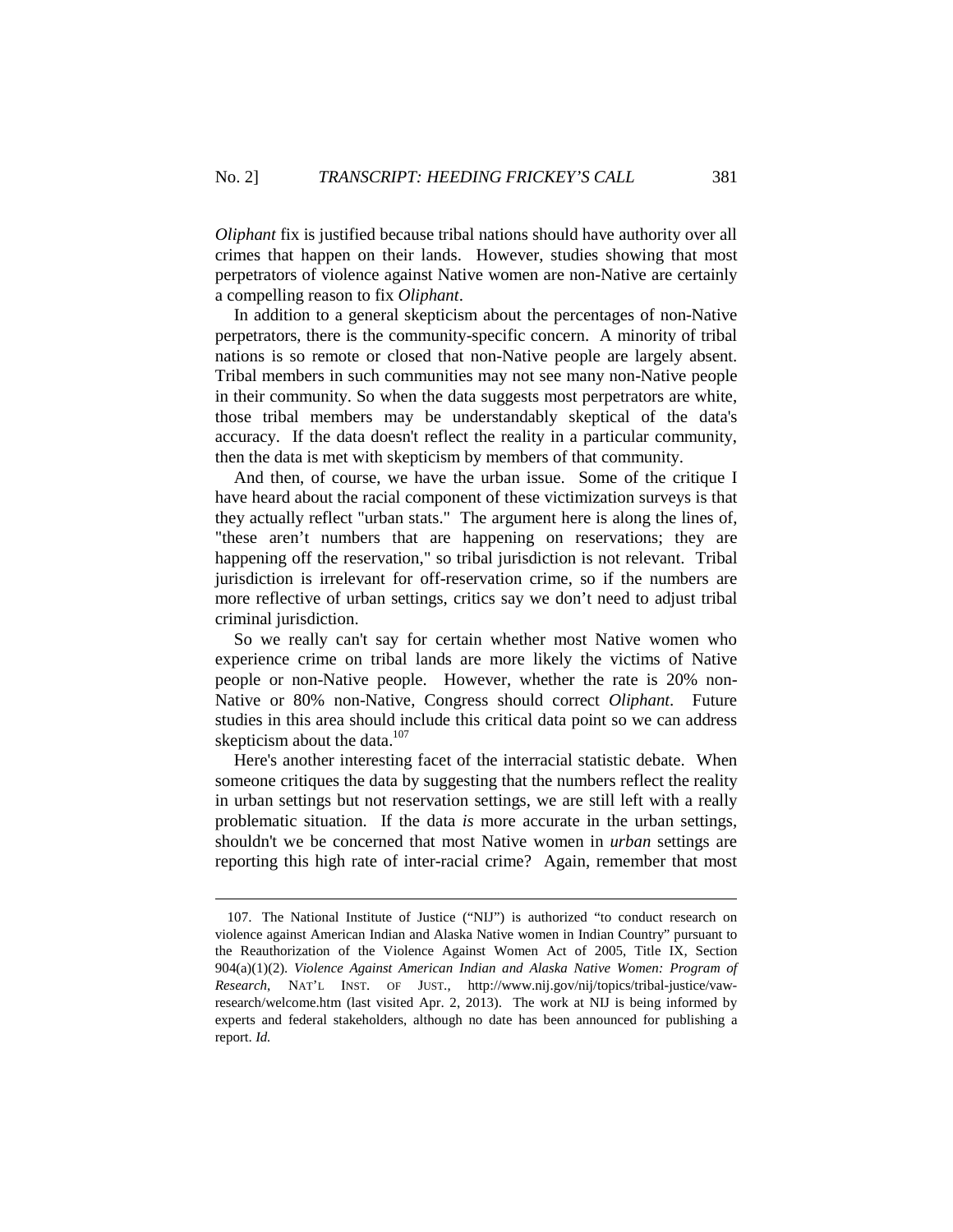*Oliphant* fix is justified because tribal nations should have authority over all crimes that happen on their lands. However, studies showing that most perpetrators of violence against Native women are non-Native are certainly a compelling reason to fix *Oliphant*.

In addition to a general skepticism about the percentages of non-Native perpetrators, there is the community-specific concern. A minority of tribal nations is so remote or closed that non-Native people are largely absent. Tribal members in such communities may not see many non-Native people in their community. So when the data suggests most perpetrators are white, those tribal members may be understandably skeptical of the data's accuracy. If the data doesn't reflect the reality in a particular community, then the data is met with skepticism by members of that community.

And then, of course, we have the urban issue. Some of the critique I have heard about the racial component of these victimization surveys is that they actually reflect "urban stats." The argument here is along the lines of, "these aren't numbers that are happening on reservations; they are happening off the reservation," so tribal jurisdiction is not relevant. Tribal jurisdiction is irrelevant for off-reservation crime, so if the numbers are more reflective of urban settings, critics say we don't need to adjust tribal criminal jurisdiction.

So we really can't say for certain whether most Native women who experience crime on tribal lands are more likely the victims of Native people or non-Native people. However, whether the rate is 20% non-Native or 80% non-Native, Congress should correct *Oliphant*. Future studies in this area should include this critical data point so we can address skepticism about the data.[107]

Here's another interesting facet of the interracial statistic debate. When someone critiques the data by suggesting that the numbers reflect the reality in urban settings but not reservation settings, we are still left with a really problematic situation. If the data *is* more accurate in the urban settings, shouldn't we be concerned that most Native women in *urban* settings are reporting this high rate of inter-racial crime? Again, remember that most

---

107. The National Institute of Justice ("NIJ") is authorized "to conduct research on violence against American Indian and Alaska Native women in Indian Country" pursuant to the Reauthorization of the Violence Against Women Act of 2005, Title IX, Section 904(a)(1)(2). *Violence Against American Indian and Alaska Native Women: Program of Research*, NAT'L INST. OF JUST., http://www.nij.gov/nij/topics/tribal-justice/vaw-research/welcome.htm (last visited Apr. 2, 2013). The work at NIJ is being informed by experts and federal stakeholders, although no date has been announced for publishing a report. *Id.*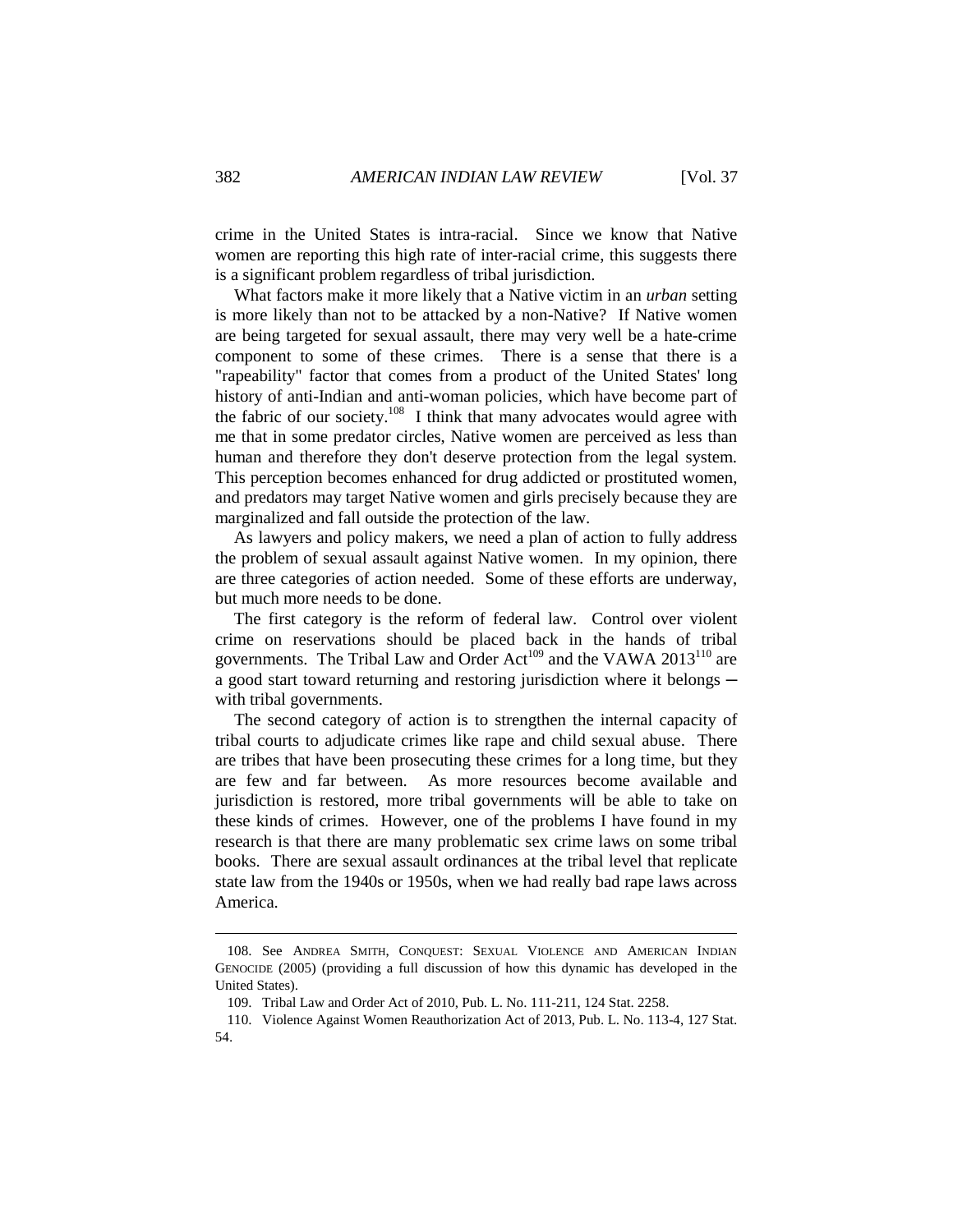crime in the United States is intra-racial. Since we know that Native women are reporting this high rate of inter-racial crime, this suggests there is a significant problem regardless of tribal jurisdiction.

What factors make it more likely that a Native victim in an *urban* setting is more likely than not to be attacked by a non-Native? If Native women are being targeted for sexual assault, there may very well be a hate-crime component to some of these crimes. There is a sense that there is a "rapeability" factor that comes from a product of the United States' long history of anti-Indian and anti-woman policies, which have become part of the fabric of our society.[108] I think that many advocates would agree with me that in some predator circles, Native women are perceived as less than human and therefore they don't deserve protection from the legal system. This perception becomes enhanced for drug addicted or prostituted women, and predators may target Native women and girls precisely because they are marginalized and fall outside the protection of the law.

As lawyers and policy makers, we need a plan of action to fully address the problem of sexual assault against Native women. In my opinion, there are three categories of action needed. Some of these efforts are underway, but much more needs to be done.

The first category is the reform of federal law. Control over violent crime on reservations should be placed back in the hands of tribal governments. The Tribal Law and Order Act[109] and the VAWA 2013[110] are a good start toward returning and restoring jurisdiction where it belongs — with tribal governments.

The second category of action is to strengthen the internal capacity of tribal courts to adjudicate crimes like rape and child sexual abuse. There are tribes that have been prosecuting these crimes for a long time, but they are few and far between. As more resources become available and jurisdiction is restored, more tribal governments will be able to take on these kinds of crimes. However, one of the problems I have found in my research is that there are many problematic sex crime laws on some tribal books. There are sexual assault ordinances at the tribal level that replicate state law from the 1940s or 1950s, when we had really bad rape laws across America.

---

108. See ANDREA SMITH, CONQUEST: SEXUAL VIOLENCE AND AMERICAN INDIAN GENOCIDE (2005) (providing a full discussion of how this dynamic has developed in the United States).

109. Tribal Law and Order Act of 2010, Pub. L. No. 111-211, 124 Stat. 2258.

110. Violence Against Women Reauthorization Act of 2013, Pub. L. No. 113-4, 127 Stat. 54.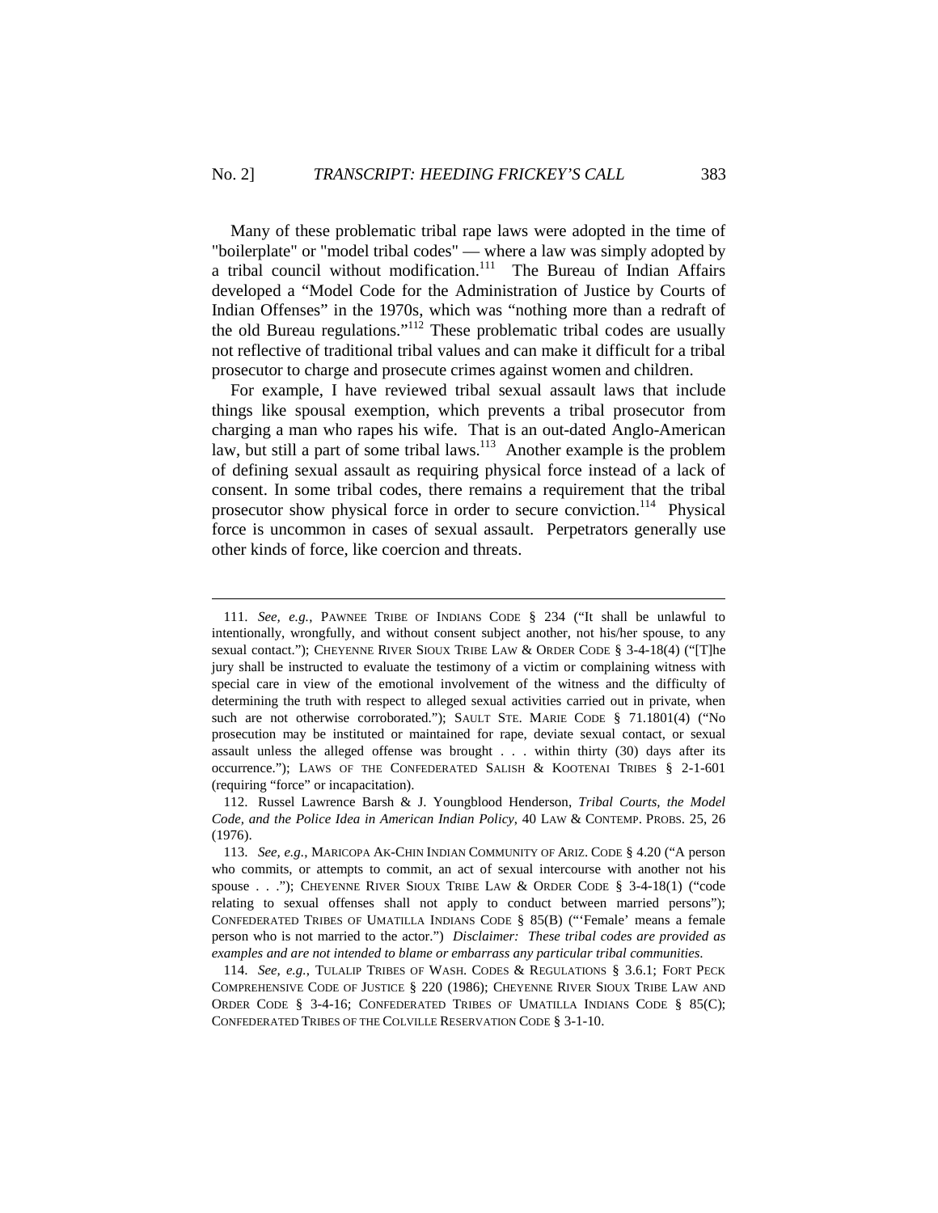Many of these problematic tribal rape laws were adopted in the time of "boilerplate" or "model tribal codes" — where a law was simply adopted by a tribal council without modification.[111] The Bureau of Indian Affairs developed a "Model Code for the Administration of Justice by Courts of Indian Offenses" in the 1970s, which was "nothing more than a redraft of the old Bureau regulations."[112] These problematic tribal codes are usually not reflective of traditional tribal values and can make it difficult for a tribal prosecutor to charge and prosecute crimes against women and children.

For example, I have reviewed tribal sexual assault laws that include things like spousal exemption, which prevents a tribal prosecutor from charging a man who rapes his wife. That is an out-dated Anglo-American law, but still a part of some tribal laws.[113] Another example is the problem of defining sexual assault as requiring physical force instead of a lack of consent. In some tribal codes, there remains a requirement that the tribal prosecutor show physical force in order to secure conviction.[114] Physical force is uncommon in cases of sexual assault. Perpetrators generally use other kinds of force, like coercion and threats.

---

111. *See, e.g.*, PAWNEE TRIBE OF INDIANS CODE § 234 ("It shall be unlawful to intentionally, wrongfully, and without consent subject another, not his/her spouse, to any sexual contact."); CHEYENNE RIVER SIOUX TRIBE LAW & ORDER CODE § 3-4-18(4) ("[T]he jury shall be instructed to evaluate the testimony of a victim or complaining witness with special care in view of the emotional involvement of the witness and the difficulty of determining the truth with respect to alleged sexual activities carried out in private, when such are not otherwise corroborated."); SAULT STE. MARIE CODE § 71.1801(4) ("No prosecution may be instituted or maintained for rape, deviate sexual contact, or sexual assault unless the alleged offense was brought . . . within thirty (30) days after its occurrence."); LAWS OF THE CONFEDERATED SALISH & KOOTENAI TRIBES § 2-1-601 (requiring "force" or incapacitation).

112. Russel Lawrence Barsh & J. Youngblood Henderson, *Tribal Courts, the Model Code, and the Police Idea in American Indian Policy*, 40 LAW & CONTEMP. PROBS. 25, 26 (1976).

113. *See, e.g.*, MARICOPA AK-CHIN INDIAN COMMUNITY OF ARIZ. CODE § 4.20 ("A person who commits, or attempts to commit, an act of sexual intercourse with another not his spouse . . ."); CHEYENNE RIVER SIOUX TRIBE LAW & ORDER CODE § 3-4-18(1) ("code relating to sexual offenses shall not apply to conduct between married persons"); CONFEDERATED TRIBES OF UMATILLA INDIANS CODE § 85(B) ("'Female' means a female person who is not married to the actor.") *Disclaimer: These tribal codes are provided as examples and are not intended to blame or embarrass any particular tribal communities.*

114. *See, e.g.*, TULALIP TRIBES OF WASH. CODES & REGULATIONS § 3.6.1; FORT PECK COMPREHENSIVE CODE OF JUSTICE § 220 (1986); CHEYENNE RIVER SIOUX TRIBE LAW AND ORDER CODE § 3-4-16; CONFEDERATED TRIBES OF UMATILLA INDIANS CODE § 85(C); CONFEDERATED TRIBES OF THE COLVILLE RESERVATION CODE § 3-1-10.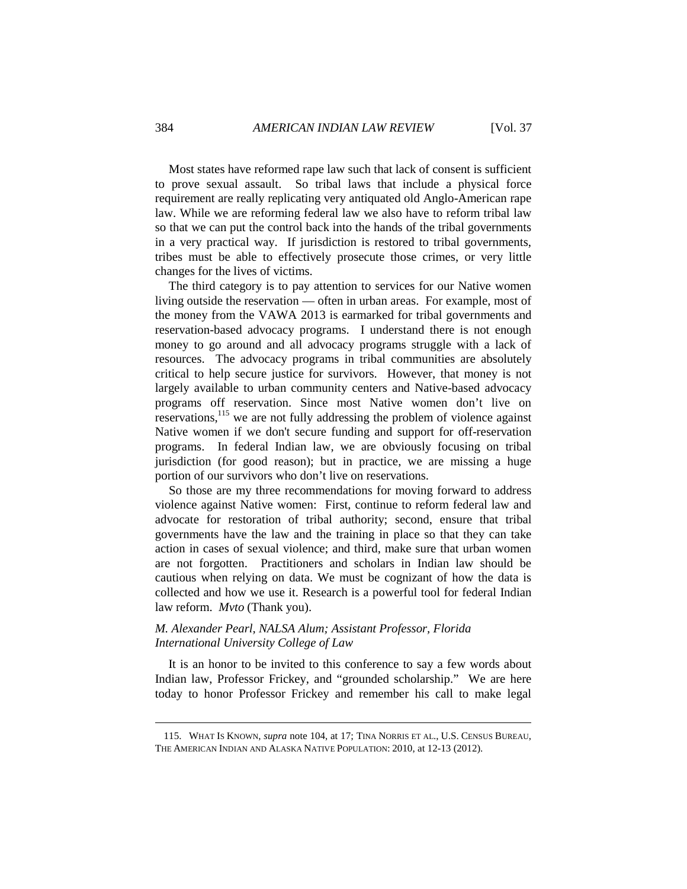Most states have reformed rape law such that lack of consent is sufficient to prove sexual assault. So tribal laws that include a physical force requirement are really replicating very antiquated old Anglo-American rape law. While we are reforming federal law we also have to reform tribal law so that we can put the control back into the hands of the tribal governments in a very practical way. If jurisdiction is restored to tribal governments, tribes must be able to effectively prosecute those crimes, or very little changes for the lives of victims.

The third category is to pay attention to services for our Native women living outside the reservation — often in urban areas. For example, most of the money from the VAWA 2013 is earmarked for tribal governments and reservation-based advocacy programs. I understand there is not enough money to go around and all advocacy programs struggle with a lack of resources. The advocacy programs in tribal communities are absolutely critical to help secure justice for survivors. However, that money is not largely available to urban community centers and Native-based advocacy programs off reservation. Since most Native women don't live on reservations,[115] we are not fully addressing the problem of violence against Native women if we don't secure funding and support for off-reservation programs. In federal Indian law, we are obviously focusing on tribal jurisdiction (for good reason); but in practice, we are missing a huge portion of our survivors who don't live on reservations.

So those are my three recommendations for moving forward to address violence against Native women: First, continue to reform federal law and advocate for restoration of tribal authority; second, ensure that tribal governments have the law and the training in place so that they can take action in cases of sexual violence; and third, make sure that urban women are not forgotten. Practitioners and scholars in Indian law should be cautious when relying on data. We must be cognizant of how the data is collected and how we use it. Research is a powerful tool for federal Indian law reform. *Mvto* (Thank you).

*M. Alexander Pearl, NALSA Alum; Assistant Professor, Florida International University College of Law*

It is an honor to be invited to this conference to say a few words about Indian law, Professor Frickey, and "grounded scholarship." We are here today to honor Professor Frickey and remember his call to make legal

---

115. WHAT IS KNOWN, *supra* note 104, at 17; TINA NORRIS ET AL., U.S. CENSUS BUREAU, THE AMERICAN INDIAN AND ALASKA NATIVE POPULATION: 2010, at 12-13 (2012).